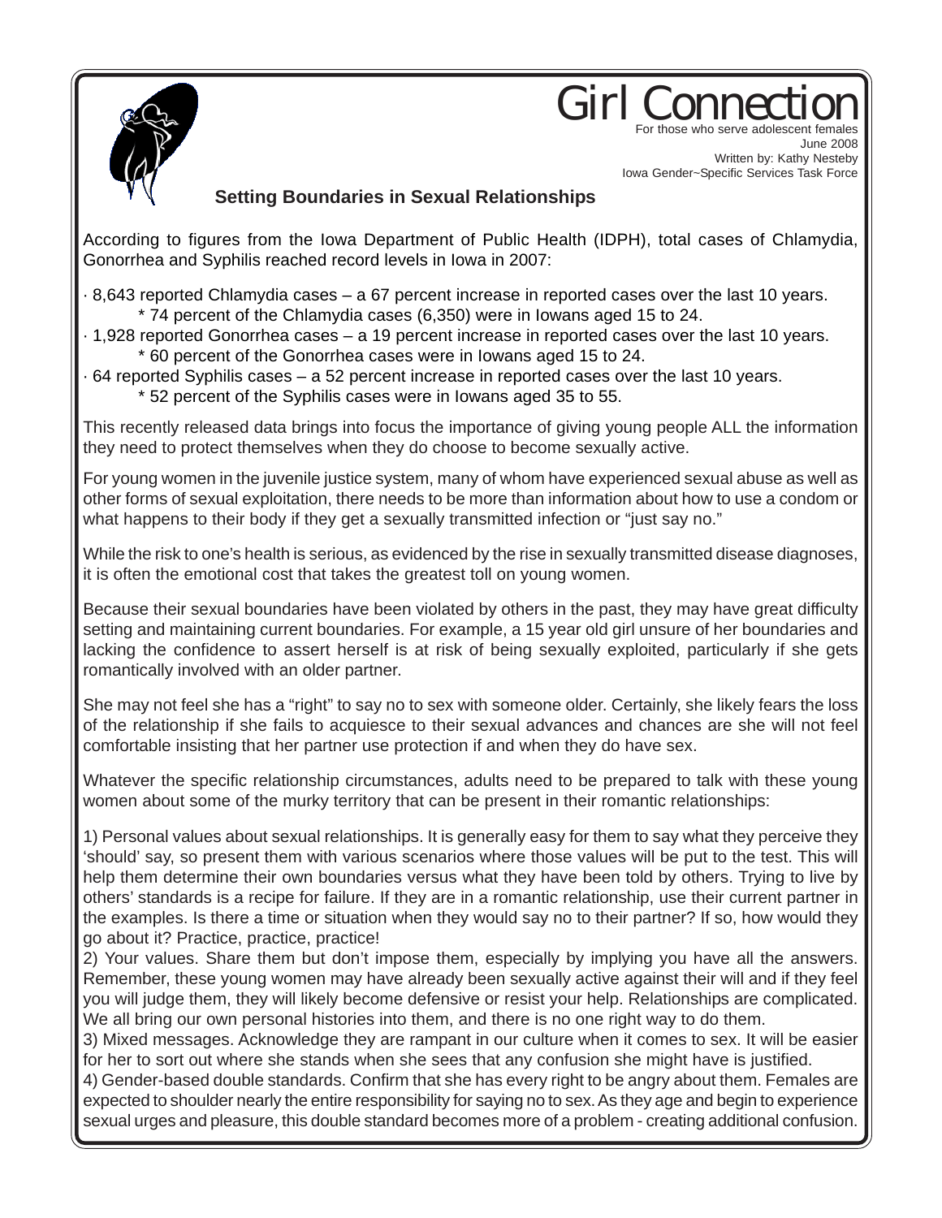# Girl Connection

For those who serve adolescent females
June 2008
Written by: Kathy Nesteby
Iowa Gender~Specific Services Task Force

## Setting Boundaries in Sexual Relationships

According to figures from the Iowa Department of Public Health (IDPH), total cases of Chlamydia, Gonorrhea and Syphilis reached record levels in Iowa in 2007:

- 8,643 reported Chlamydia cases – a 67 percent increase in reported cases over the last 10 years.
  - * 74 percent of the Chlamydia cases (6,350) were in Iowans aged 15 to 24.
- 1,928 reported Gonorrhea cases – a 19 percent increase in reported cases over the last 10 years.
  - * 60 percent of the Gonorrhea cases were in Iowans aged 15 to 24.
- 64 reported Syphilis cases – a 52 percent increase in reported cases over the last 10 years.
  - * 52 percent of the Syphilis cases were in Iowans aged 35 to 55.

This recently released data brings into focus the importance of giving young people ALL the information they need to protect themselves when they do choose to become sexually active.

For young women in the juvenile justice system, many of whom have experienced sexual abuse as well as other forms of sexual exploitation, there needs to be more than information about how to use a condom or what happens to their body if they get a sexually transmitted infection or "just say no."

While the risk to one's health is serious, as evidenced by the rise in sexually transmitted disease diagnoses, it is often the emotional cost that takes the greatest toll on young women.

Because their sexual boundaries have been violated by others in the past, they may have great difficulty setting and maintaining current boundaries. For example, a 15 year old girl unsure of her boundaries and lacking the confidence to assert herself is at risk of being sexually exploited, particularly if she gets romantically involved with an older partner.

She may not feel she has a "right" to say no to sex with someone older. Certainly, she likely fears the loss of the relationship if she fails to acquiesce to their sexual advances and chances are she will not feel comfortable insisting that her partner use protection if and when they do have sex.

Whatever the specific relationship circumstances, adults need to be prepared to talk with these young women about some of the murky territory that can be present in their romantic relationships:

1) Personal values about sexual relationships. It is generally easy for them to say what they perceive they 'should' say, so present them with various scenarios where those values will be put to the test. This will help them determine their own boundaries versus what they have been told by others. Trying to live by others' standards is a recipe for failure. If they are in a romantic relationship, use their current partner in the examples. Is there a time or situation when they would say no to their partner? If so, how would they go about it? Practice, practice, practice!

2) Your values. Share them but don't impose them, especially by implying you have all the answers. Remember, these young women may have already been sexually active against their will and if they feel you will judge them, they will likely become defensive or resist your help. Relationships are complicated. We all bring our own personal histories into them, and there is no one right way to do them.

3) Mixed messages. Acknowledge they are rampant in our culture when it comes to sex. It will be easier for her to sort out where she stands when she sees that any confusion she might have is justified.

4) Gender-based double standards. Confirm that she has every right to be angry about them. Females are expected to shoulder nearly the entire responsibility for saying no to sex. As they age and begin to experience sexual urges and pleasure, this double standard becomes more of a problem - creating additional confusion.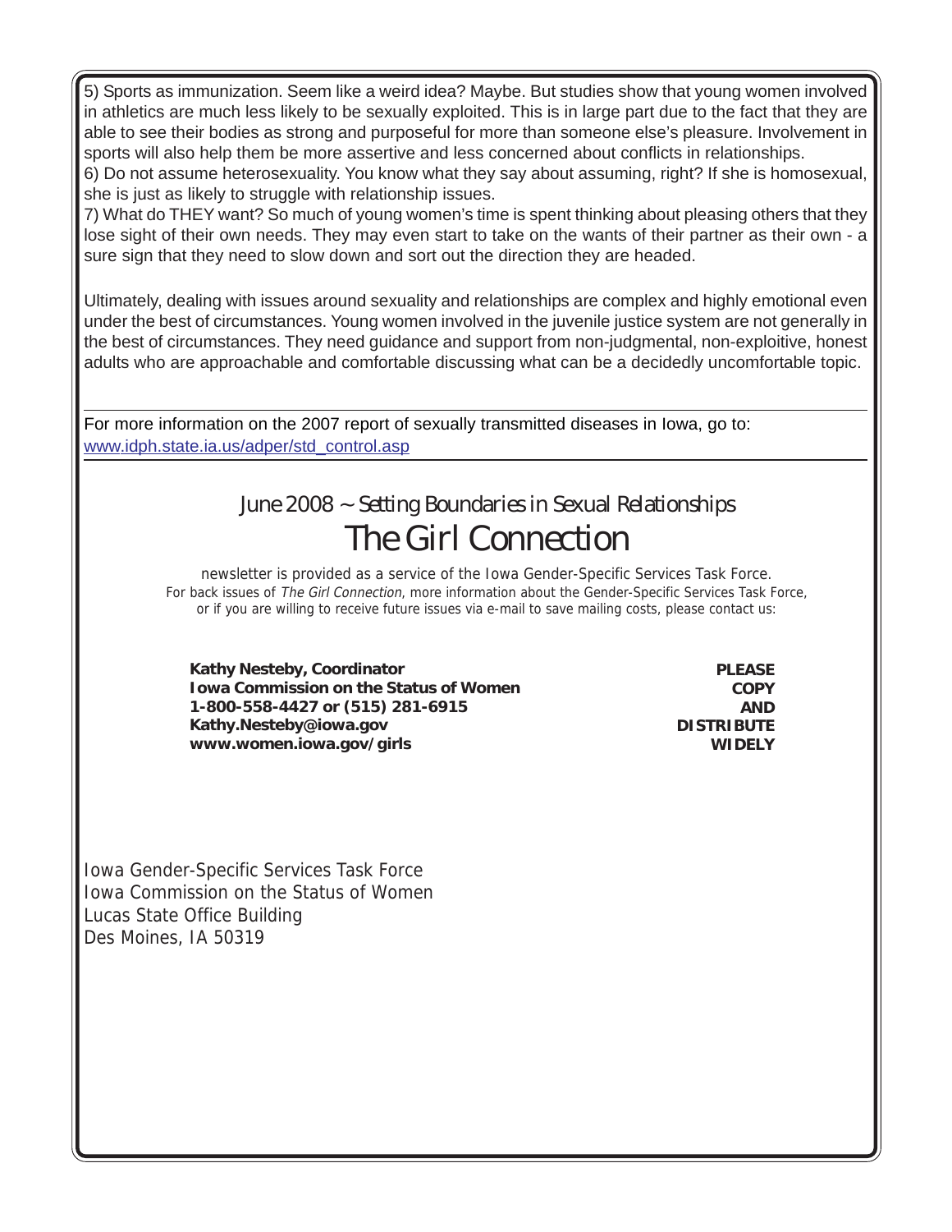5) Sports as immunization. Seem like a weird idea? Maybe. But studies show that young women involved in athletics are much less likely to be sexually exploited. This is in large part due to the fact that they are able to see their bodies as strong and purposeful for more than someone else's pleasure. Involvement in sports will also help them be more assertive and less concerned about conflicts in relationships.

6) Do not assume heterosexuality. You know what they say about assuming, right? If she is homosexual, she is just as likely to struggle with relationship issues.

7) What do THEY want? So much of young women's time is spent thinking about pleasing others that they lose sight of their own needs. They may even start to take on the wants of their partner as their own - a sure sign that they need to slow down and sort out the direction they are headed.

Ultimately, dealing with issues around sexuality and relationships are complex and highly emotional even under the best of circumstances. Young women involved in the juvenile justice system are not generally in the best of circumstances. They need guidance and support from non-judgmental, non-exploitive, honest adults who are approachable and comfortable discussing what can be a decidedly uncomfortable topic.

---

For more information on the 2007 report of sexually transmitted diseases in Iowa, go to:
[www.idph.state.ia.us/adper/std_control.asp](www.idph.state.ia.us/adper/std_control.asp)

---

## June 2008 ~ Setting Boundaries in Sexual Relationships

# The Girl Connection

newsletter is provided as a service of the Iowa Gender-Specific Services Task Force.
For back issues of *The Girl Connection*, more information about the Gender-Specific Services Task Force, or if you are willing to receive future issues via e-mail to save mailing costs, please contact us:

**Kathy Nesteby, Coordinator**
**Iowa Commission on the Status of Women**
**1-800-558-4427 or (515) 281-6915**
**Kathy.Nesteby@iowa.gov**
**www.women.iowa.gov/girls**

**PLEASE COPY AND DISTRIBUTE WIDELY**

Iowa Gender-Specific Services Task Force
Iowa Commission on the Status of Women
Lucas State Office Building
Des Moines, IA 50319